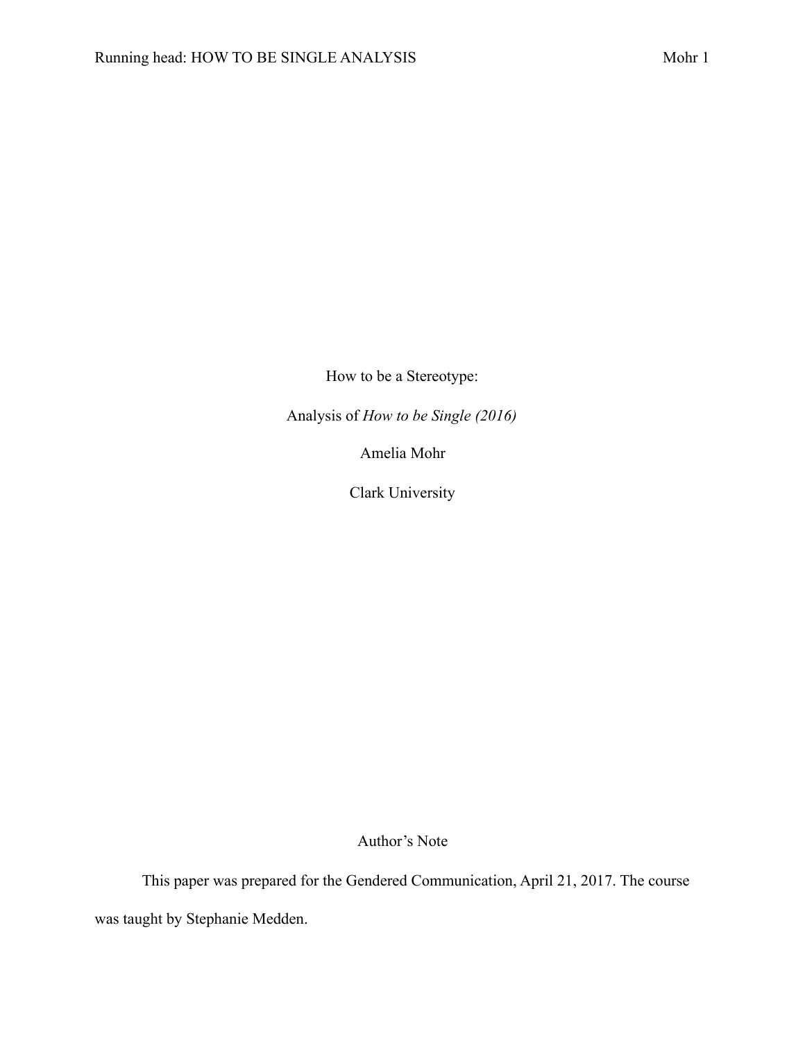How to be a Stereotype:

Analysis of *How to be Single (2016)*

Amelia Mohr

Clark University

Author's Note

This paper was prepared for the Gendered Communication, April 21, 2017. The course was taught by Stephanie Medden.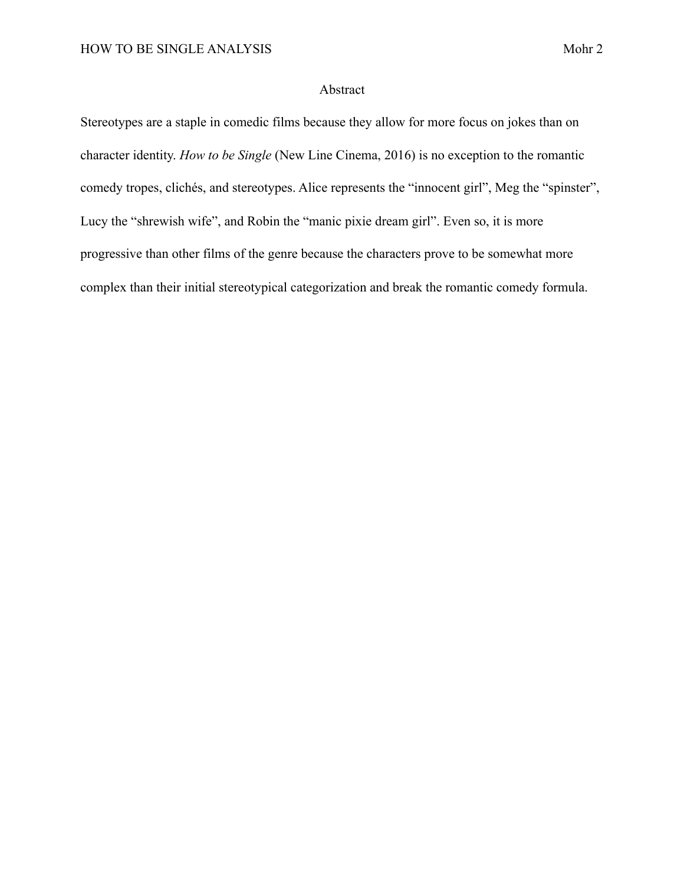# Abstract

Stereotypes are a staple in comedic films because they allow for more focus on jokes than on character identity. *How to be Single* (New Line Cinema, 2016) is no exception to the romantic comedy tropes, clichés, and stereotypes. Alice represents the "innocent girl", Meg the "spinster", Lucy the "shrewish wife", and Robin the "manic pixie dream girl". Even so, it is more progressive than other films of the genre because the characters prove to be somewhat more complex than their initial stereotypical categorization and break the romantic comedy formula.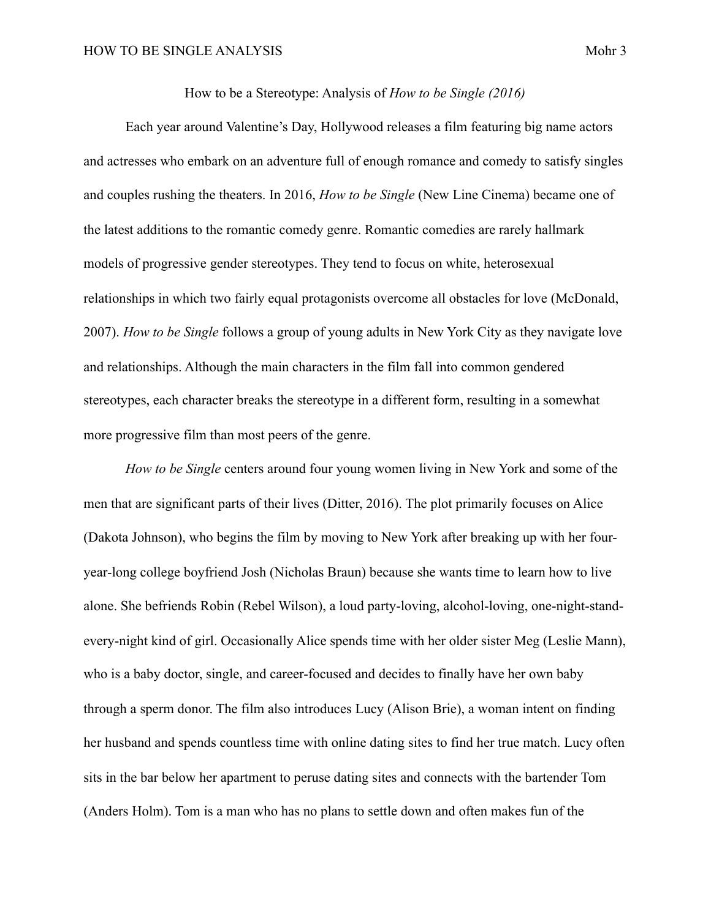How to be a Stereotype: Analysis of *How to be Single (2016)*

Each year around Valentine's Day, Hollywood releases a film featuring big name actors and actresses who embark on an adventure full of enough romance and comedy to satisfy singles and couples rushing the theaters. In 2016, *How to be Single* (New Line Cinema) became one of the latest additions to the romantic comedy genre. Romantic comedies are rarely hallmark models of progressive gender stereotypes. They tend to focus on white, heterosexual relationships in which two fairly equal protagonists overcome all obstacles for love (McDonald, 2007). *How to be Single* follows a group of young adults in New York City as they navigate love and relationships. Although the main characters in the film fall into common gendered stereotypes, each character breaks the stereotype in a different form, resulting in a somewhat more progressive film than most peers of the genre.

*How to be Single* centers around four young women living in New York and some of the men that are significant parts of their lives (Ditter, 2016). The plot primarily focuses on Alice (Dakota Johnson), who begins the film by moving to New York after breaking up with her four-year-long college boyfriend Josh (Nicholas Braun) because she wants time to learn how to live alone. She befriends Robin (Rebel Wilson), a loud party-loving, alcohol-loving, one-night-stand-every-night kind of girl. Occasionally Alice spends time with her older sister Meg (Leslie Mann), who is a baby doctor, single, and career-focused and decides to finally have her own baby through a sperm donor. The film also introduces Lucy (Alison Brie), a woman intent on finding her husband and spends countless time with online dating sites to find her true match. Lucy often sits in the bar below her apartment to peruse dating sites and connects with the bartender Tom (Anders Holm). Tom is a man who has no plans to settle down and often makes fun of the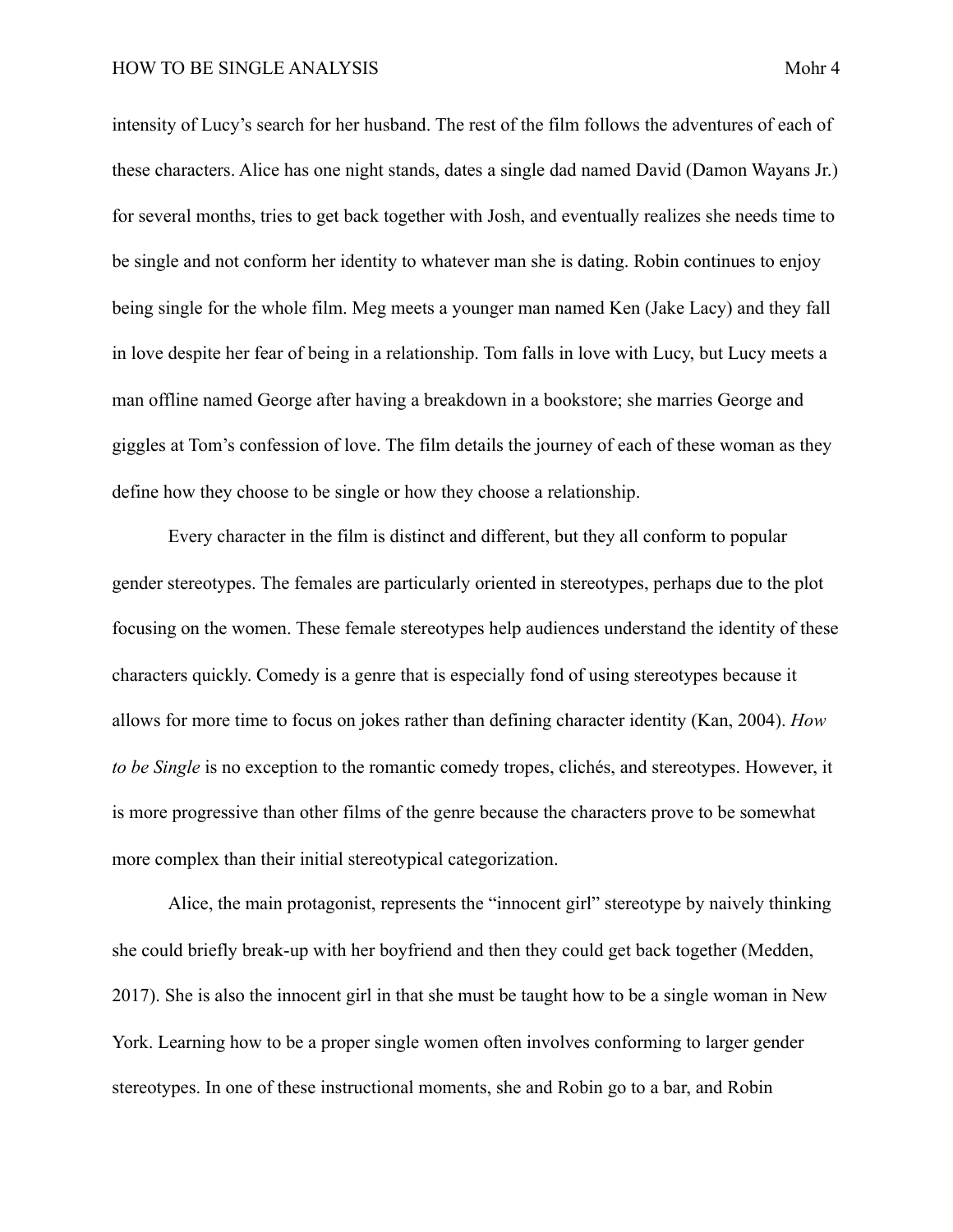intensity of Lucy's search for her husband. The rest of the film follows the adventures of each of these characters. Alice has one night stands, dates a single dad named David (Damon Wayans Jr.) for several months, tries to get back together with Josh, and eventually realizes she needs time to be single and not conform her identity to whatever man she is dating. Robin continues to enjoy being single for the whole film. Meg meets a younger man named Ken (Jake Lacy) and they fall in love despite her fear of being in a relationship. Tom falls in love with Lucy, but Lucy meets a man offline named George after having a breakdown in a bookstore; she marries George and giggles at Tom's confession of love. The film details the journey of each of these woman as they define how they choose to be single or how they choose a relationship.

Every character in the film is distinct and different, but they all conform to popular gender stereotypes. The females are particularly oriented in stereotypes, perhaps due to the plot focusing on the women. These female stereotypes help audiences understand the identity of these characters quickly. Comedy is a genre that is especially fond of using stereotypes because it allows for more time to focus on jokes rather than defining character identity (Kan, 2004). *How to be Single* is no exception to the romantic comedy tropes, clichés, and stereotypes. However, it is more progressive than other films of the genre because the characters prove to be somewhat more complex than their initial stereotypical categorization.

Alice, the main protagonist, represents the "innocent girl" stereotype by naively thinking she could briefly break-up with her boyfriend and then they could get back together (Medden, 2017). She is also the innocent girl in that she must be taught how to be a single woman in New York. Learning how to be a proper single women often involves conforming to larger gender stereotypes. In one of these instructional moments, she and Robin go to a bar, and Robin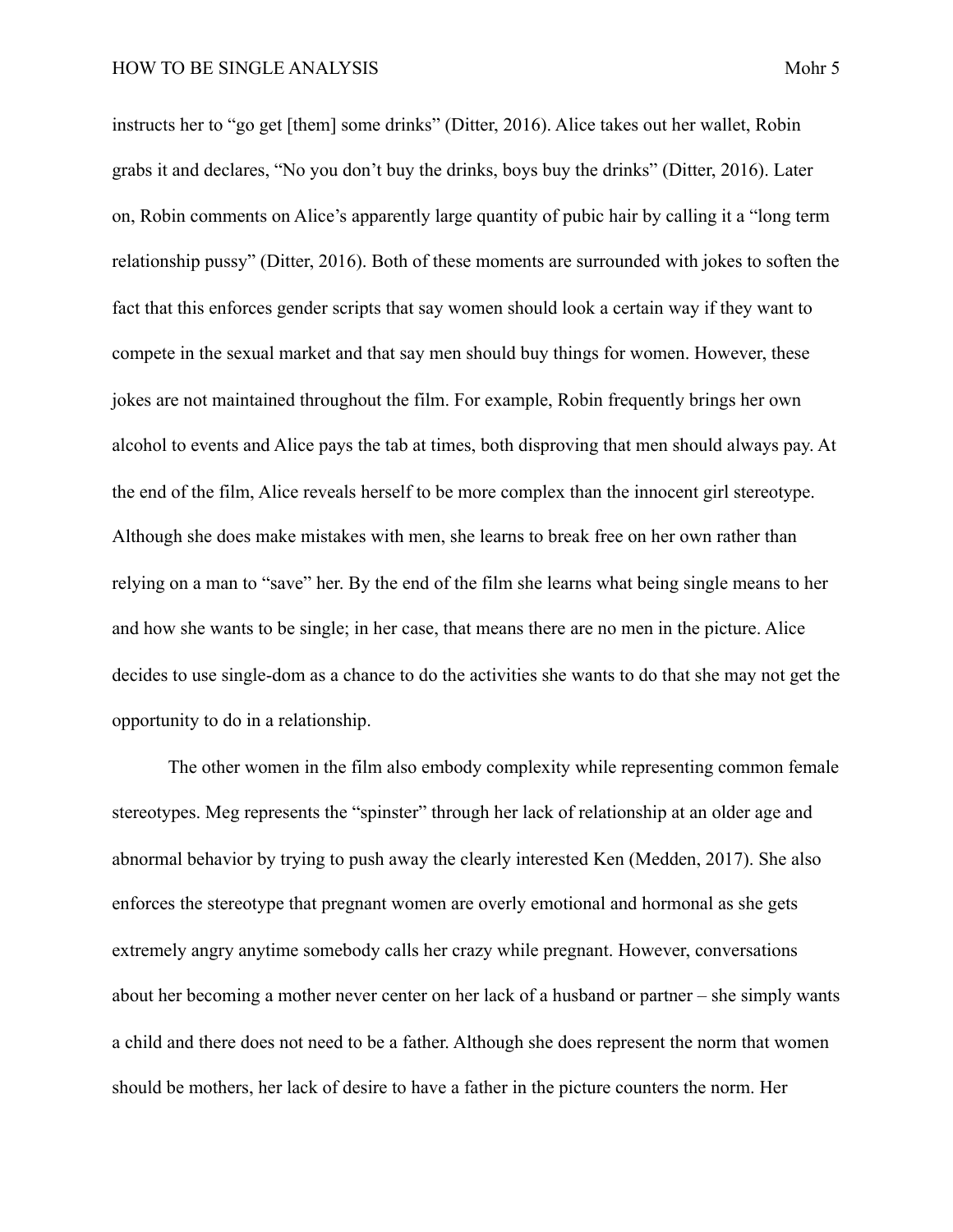instructs her to "go get [them] some drinks" (Ditter, 2016). Alice takes out her wallet, Robin grabs it and declares, "No you don't buy the drinks, boys buy the drinks" (Ditter, 2016). Later on, Robin comments on Alice's apparently large quantity of pubic hair by calling it a "long term relationship pussy" (Ditter, 2016). Both of these moments are surrounded with jokes to soften the fact that this enforces gender scripts that say women should look a certain way if they want to compete in the sexual market and that say men should buy things for women. However, these jokes are not maintained throughout the film. For example, Robin frequently brings her own alcohol to events and Alice pays the tab at times, both disproving that men should always pay. At the end of the film, Alice reveals herself to be more complex than the innocent girl stereotype. Although she does make mistakes with men, she learns to break free on her own rather than relying on a man to "save" her. By the end of the film she learns what being single means to her and how she wants to be single; in her case, that means there are no men in the picture. Alice decides to use single-dom as a chance to do the activities she wants to do that she may not get the opportunity to do in a relationship.

The other women in the film also embody complexity while representing common female stereotypes. Meg represents the "spinster" through her lack of relationship at an older age and abnormal behavior by trying to push away the clearly interested Ken (Medden, 2017). She also enforces the stereotype that pregnant women are overly emotional and hormonal as she gets extremely angry anytime somebody calls her crazy while pregnant. However, conversations about her becoming a mother never center on her lack of a husband or partner – she simply wants a child and there does not need to be a father. Although she does represent the norm that women should be mothers, her lack of desire to have a father in the picture counters the norm. Her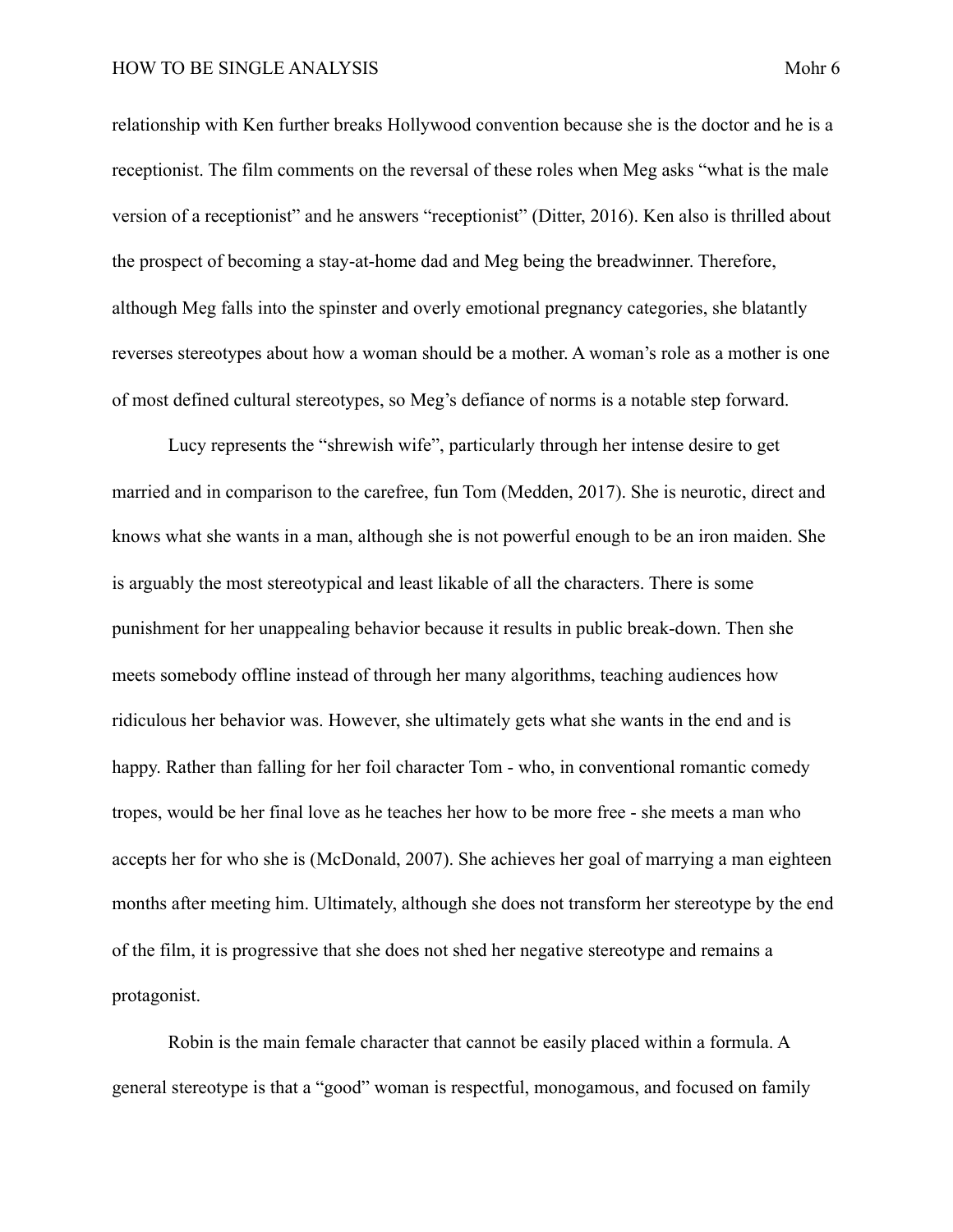relationship with Ken further breaks Hollywood convention because she is the doctor and he is a receptionist. The film comments on the reversal of these roles when Meg asks "what is the male version of a receptionist" and he answers "receptionist" (Ditter, 2016). Ken also is thrilled about the prospect of becoming a stay-at-home dad and Meg being the breadwinner. Therefore, although Meg falls into the spinster and overly emotional pregnancy categories, she blatantly reverses stereotypes about how a woman should be a mother. A woman's role as a mother is one of most defined cultural stereotypes, so Meg's defiance of norms is a notable step forward.

Lucy represents the "shrewish wife", particularly through her intense desire to get married and in comparison to the carefree, fun Tom (Medden, 2017). She is neurotic, direct and knows what she wants in a man, although she is not powerful enough to be an iron maiden. She is arguably the most stereotypical and least likable of all the characters. There is some punishment for her unappealing behavior because it results in public break-down. Then she meets somebody offline instead of through her many algorithms, teaching audiences how ridiculous her behavior was. However, she ultimately gets what she wants in the end and is happy. Rather than falling for her foil character Tom - who, in conventional romantic comedy tropes, would be her final love as he teaches her how to be more free - she meets a man who accepts her for who she is (McDonald, 2007). She achieves her goal of marrying a man eighteen months after meeting him. Ultimately, although she does not transform her stereotype by the end of the film, it is progressive that she does not shed her negative stereotype and remains a protagonist.

Robin is the main female character that cannot be easily placed within a formula. A general stereotype is that a "good" woman is respectful, monogamous, and focused on family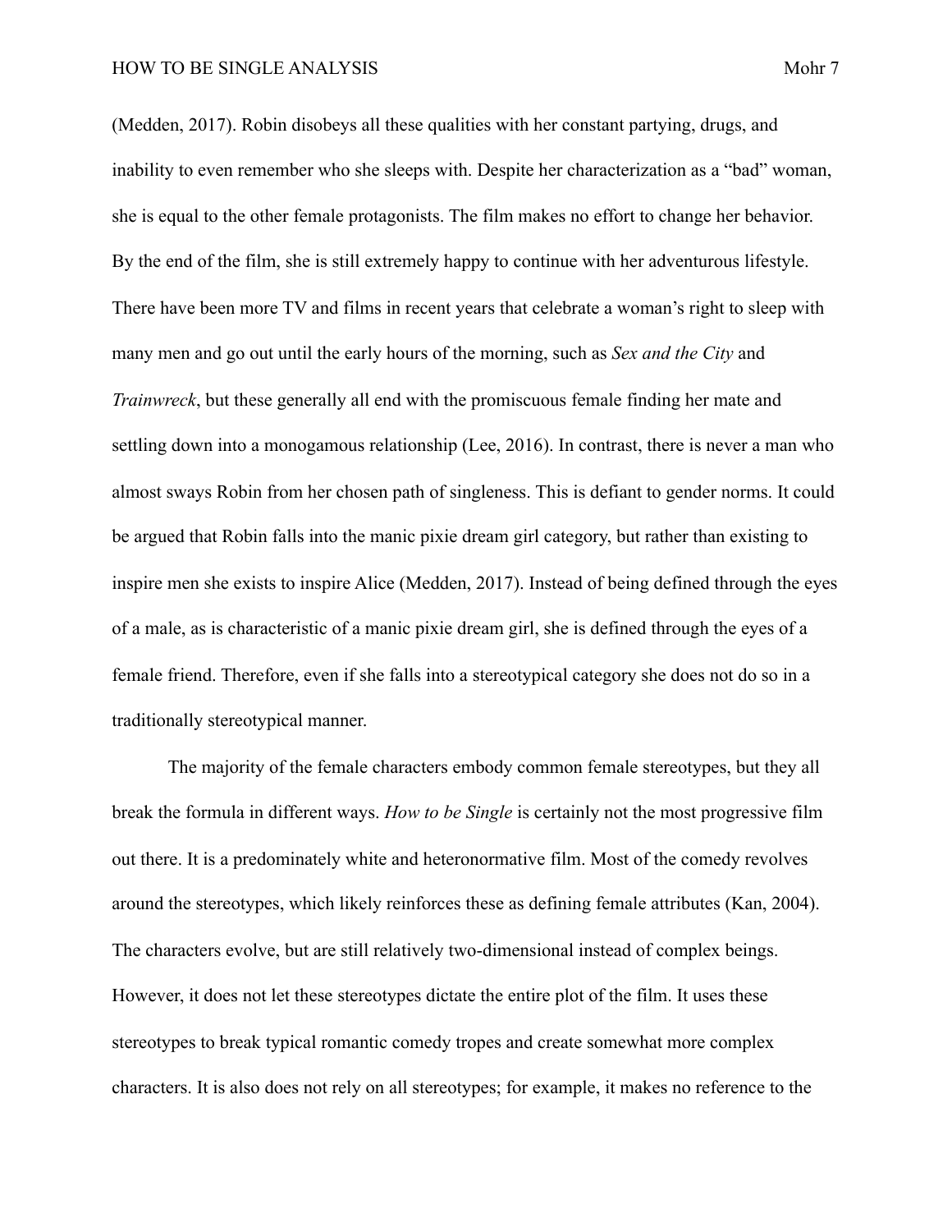(Medden, 2017). Robin disobeys all these qualities with her constant partying, drugs, and inability to even remember who she sleeps with. Despite her characterization as a "bad" woman, she is equal to the other female protagonists. The film makes no effort to change her behavior. By the end of the film, she is still extremely happy to continue with her adventurous lifestyle. There have been more TV and films in recent years that celebrate a woman's right to sleep with many men and go out until the early hours of the morning, such as *Sex and the City* and *Trainwreck*, but these generally all end with the promiscuous female finding her mate and settling down into a monogamous relationship (Lee, 2016). In contrast, there is never a man who almost sways Robin from her chosen path of singleness. This is defiant to gender norms. It could be argued that Robin falls into the manic pixie dream girl category, but rather than existing to inspire men she exists to inspire Alice (Medden, 2017). Instead of being defined through the eyes of a male, as is characteristic of a manic pixie dream girl, she is defined through the eyes of a female friend. Therefore, even if she falls into a stereotypical category she does not do so in a traditionally stereotypical manner.

The majority of the female characters embody common female stereotypes, but they all break the formula in different ways. *How to be Single* is certainly not the most progressive film out there. It is a predominately white and heteronormative film. Most of the comedy revolves around the stereotypes, which likely reinforces these as defining female attributes (Kan, 2004). The characters evolve, but are still relatively two-dimensional instead of complex beings. However, it does not let these stereotypes dictate the entire plot of the film. It uses these stereotypes to break typical romantic comedy tropes and create somewhat more complex characters. It is also does not rely on all stereotypes; for example, it makes no reference to the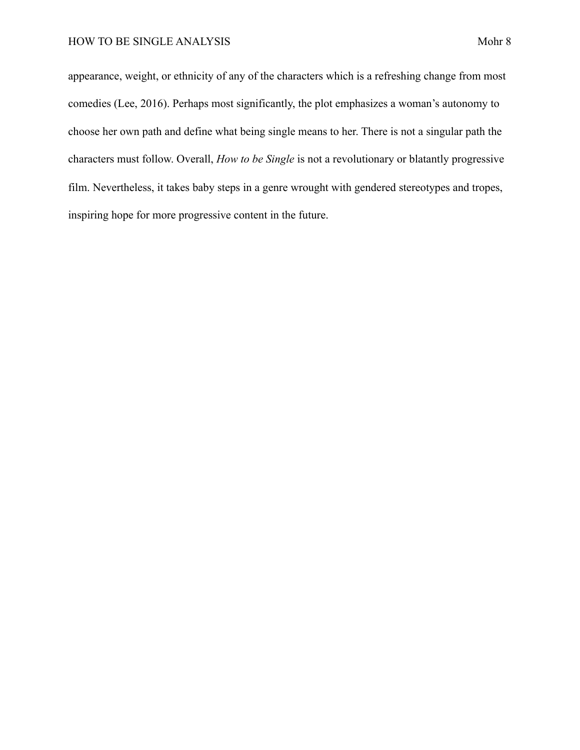appearance, weight, or ethnicity of any of the characters which is a refreshing change from most comedies (Lee, 2016). Perhaps most significantly, the plot emphasizes a woman's autonomy to choose her own path and define what being single means to her. There is not a singular path the characters must follow. Overall, *How to be Single* is not a revolutionary or blatantly progressive film. Nevertheless, it takes baby steps in a genre wrought with gendered stereotypes and tropes, inspiring hope for more progressive content in the future.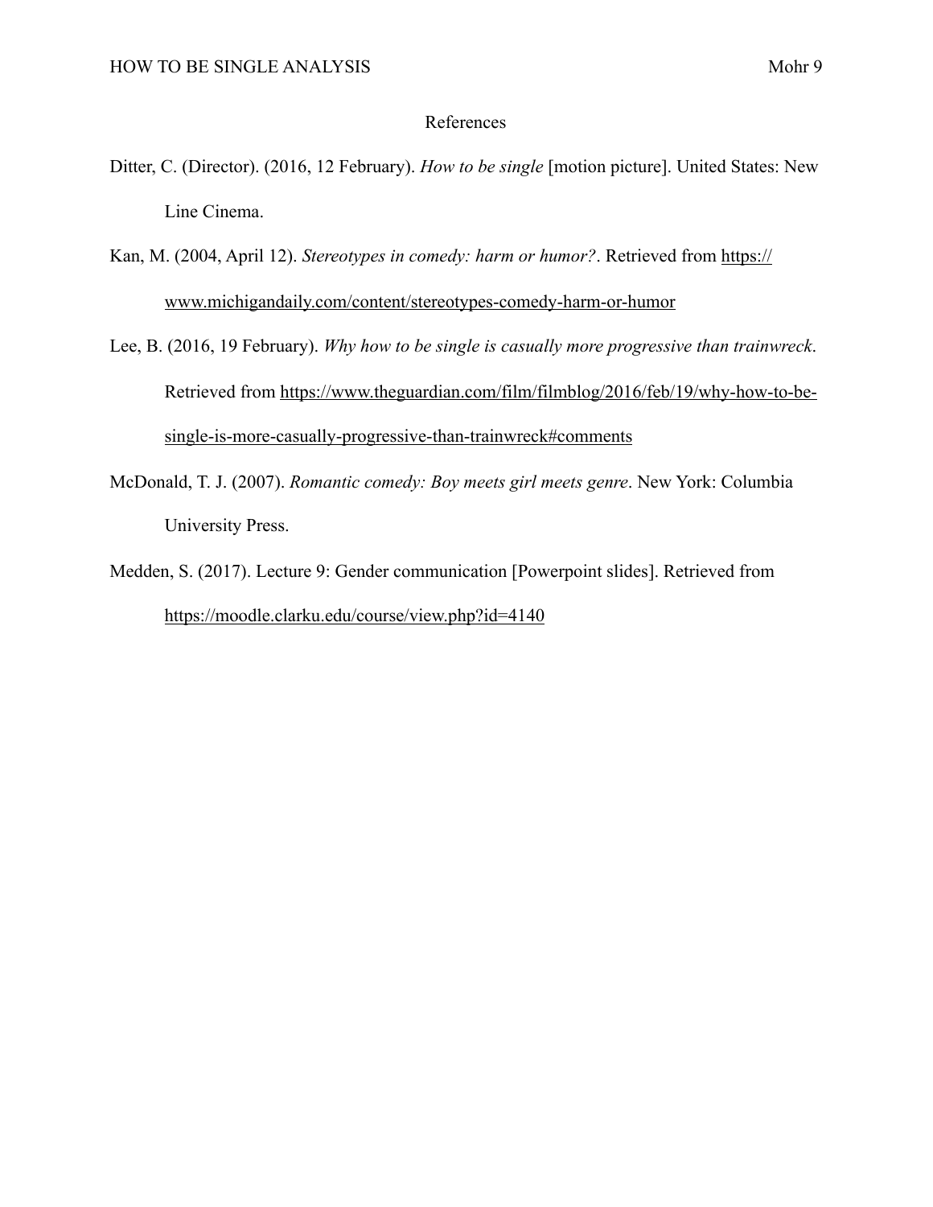# References

Ditter, C. (Director). (2016, 12 February). *How to be single* [motion picture]. United States: New Line Cinema.

Kan, M. (2004, April 12). *Stereotypes in comedy: harm or humor?*. Retrieved from https://www.michigandaily.com/content/stereotypes-comedy-harm-or-humor

Lee, B. (2016, 19 February). *Why how to be single is casually more progressive than trainwreck*. Retrieved from https://www.theguardian.com/film/filmblog/2016/feb/19/why-how-to-be-single-is-more-casually-progressive-than-trainwreck#comments

McDonald, T. J. (2007). *Romantic comedy: Boy meets girl meets genre*. New York: Columbia University Press.

Medden, S. (2017). Lecture 9: Gender communication [Powerpoint slides]. Retrieved from https://moodle.clarku.edu/course/view.php?id=4140